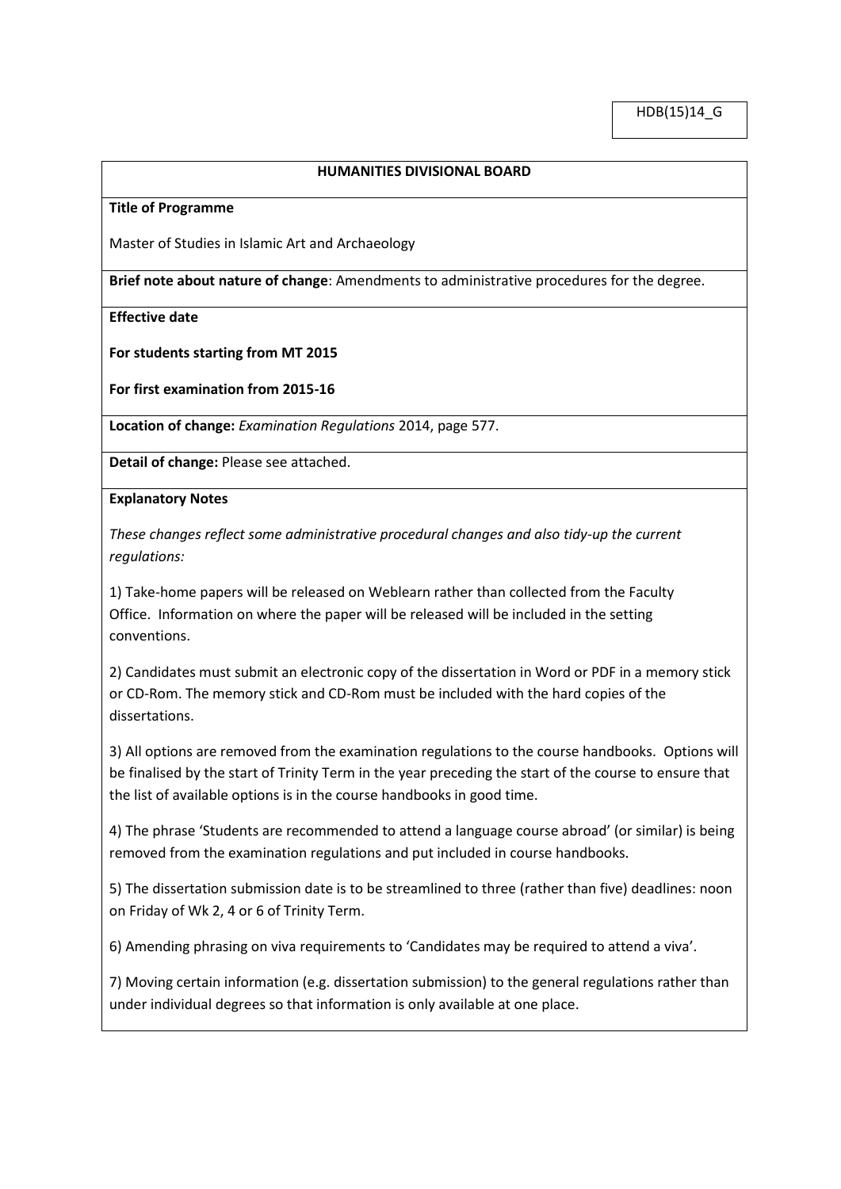HDB(15)14_G

**HUMANITIES DIVISIONAL BOARD**

**Title of Programme**

Master of Studies in Islamic Art and Archaeology

**Brief note about nature of change**: Amendments to administrative procedures for the degree.

**Effective date**

**For students starting from MT 2015**

**For first examination from 2015-16**

**Location of change:** *Examination Regulations* 2014, page 577.

**Detail of change:** Please see attached.

**Explanatory Notes**

*These changes reflect some administrative procedural changes and also tidy-up the current regulations:*

1) Take-home papers will be released on Weblearn rather than collected from the Faculty Office. Information on where the paper will be released will be included in the setting conventions.

2) Candidates must submit an electronic copy of the dissertation in Word or PDF in a memory stick or CD-Rom. The memory stick and CD-Rom must be included with the hard copies of the dissertations.

3) All options are removed from the examination regulations to the course handbooks. Options will be finalised by the start of Trinity Term in the year preceding the start of the course to ensure that the list of available options is in the course handbooks in good time.

4) The phrase 'Students are recommended to attend a language course abroad' (or similar) is being removed from the examination regulations and put included in course handbooks.

5) The dissertation submission date is to be streamlined to three (rather than five) deadlines: noon on Friday of Wk 2, 4 or 6 of Trinity Term.

6) Amending phrasing on viva requirements to 'Candidates may be required to attend a viva'.

7) Moving certain information (e.g. dissertation submission) to the general regulations rather than under individual degrees so that information is only available at one place.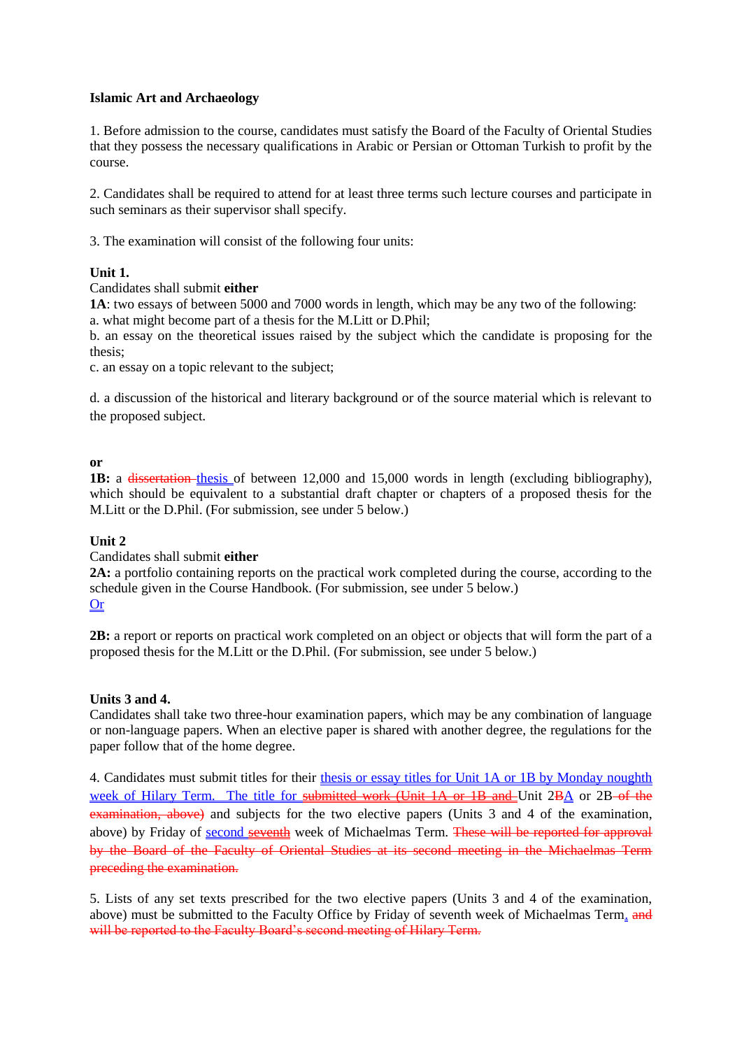**Islamic Art and Archaeology**

1. Before admission to the course, candidates must satisfy the Board of the Faculty of Oriental Studies that they possess the necessary qualifications in Arabic or Persian or Ottoman Turkish to profit by the course.

2. Candidates shall be required to attend for at least three terms such lecture courses and participate in such seminars as their supervisor shall specify.

3. The examination will consist of the following four units:

**Unit 1.**
Candidates shall submit **either**
**1A**: two essays of between 5000 and 7000 words in length, which may be any two of the following:
a. what might become part of a thesis for the M.Litt or D.Phil;
b. an essay on the theoretical issues raised by the subject which the candidate is proposing for the thesis;
c. an essay on a topic relevant to the subject;

d. a discussion of the historical and literary background or of the source material which is relevant to the proposed subject.

**or**
**1B:** a ~~dissertation~~ thesis of between 12,000 and 15,000 words in length (excluding bibliography), which should be equivalent to a substantial draft chapter or chapters of a proposed thesis for the M.Litt or the D.Phil. (For submission, see under 5 below.)

**Unit 2**
Candidates shall submit **either**
**2A:** a portfolio containing reports on the practical work completed during the course, according to the schedule given in the Course Handbook. (For submission, see under 5 below.)
Or

**2B:** a report or reports on practical work completed on an object or objects that will form the part of a proposed thesis for the M.Litt or the D.Phil. (For submission, see under 5 below.)

**Units 3 and 4.**
Candidates shall take two three-hour examination papers, which may be any combination of language or non-language papers. When an elective paper is shared with another degree, the regulations for the paper follow that of the home degree.

4. Candidates must submit titles for their thesis or essay titles for Unit 1A or 1B by Monday noughth week of Hilary Term. The title for ~~submitted work (Unit 1A or 1B and~~ Unit 2~~B~~A or 2B ~~of the examination, above)~~ and subjects for the two elective papers (Units 3 and 4 of the examination, above) by Friday of second ~~seventh~~ week of Michaelmas Term. ~~These will be reported for approval by the Board of the Faculty of Oriental Studies at its second meeting in the Michaelmas Term preceding the examination.~~

5. Lists of any set texts prescribed for the two elective papers (Units 3 and 4 of the examination, above) must be submitted to the Faculty Office by Friday of seventh week of Michaelmas Term. ~~and will be reported to the Faculty Board's second meeting of Hilary Term.~~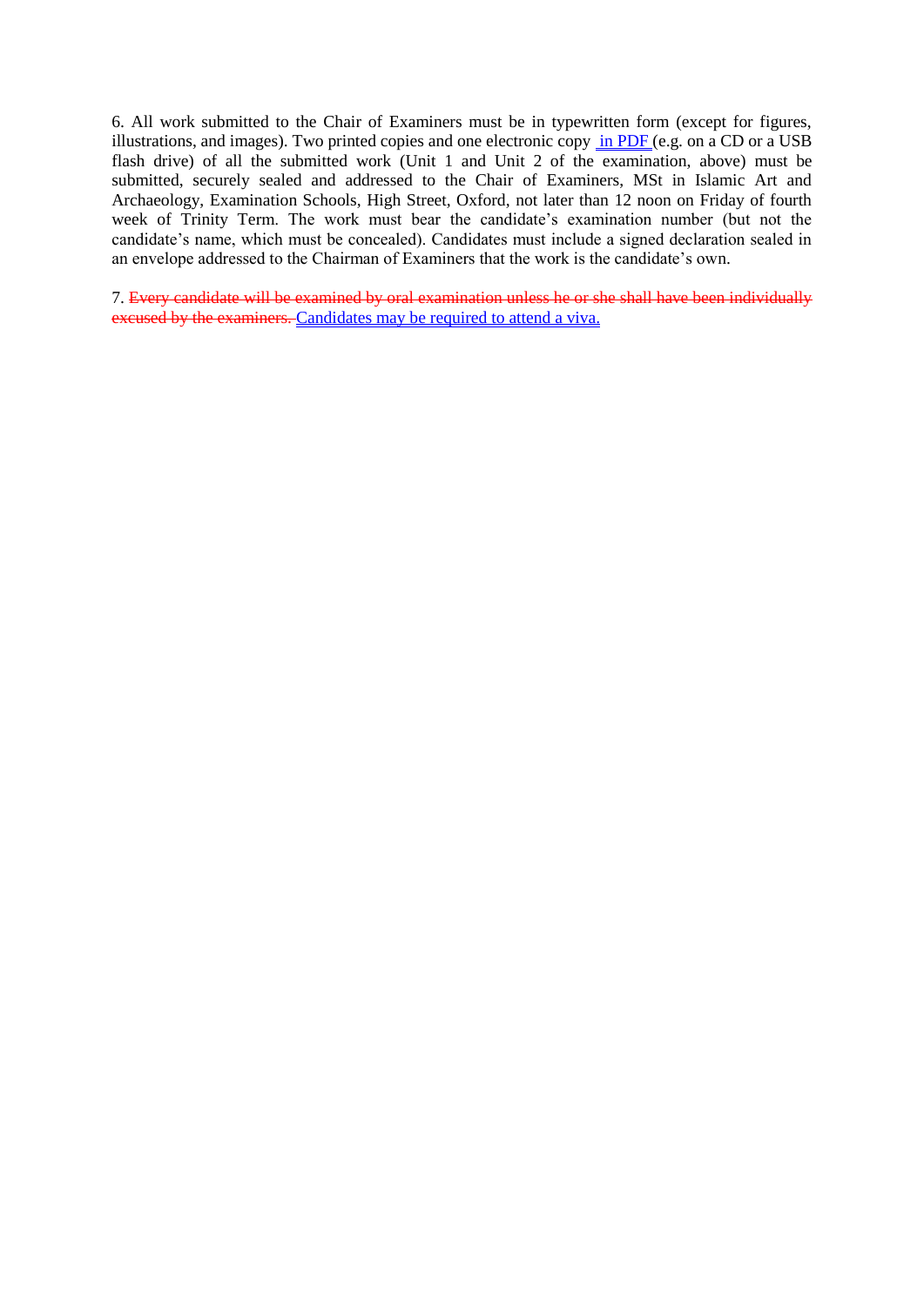6. All work submitted to the Chair of Examiners must be in typewritten form (except for figures, illustrations, and images). Two printed copies and one electronic copy in PDF (e.g. on a CD or a USB flash drive) of all the submitted work (Unit 1 and Unit 2 of the examination, above) must be submitted, securely sealed and addressed to the Chair of Examiners, MSt in Islamic Art and Archaeology, Examination Schools, High Street, Oxford, not later than 12 noon on Friday of fourth week of Trinity Term. The work must bear the candidate's examination number (but not the candidate's name, which must be concealed). Candidates must include a signed declaration sealed in an envelope addressed to the Chairman of Examiners that the work is the candidate's own.

7. ~~Every candidate will be examined by oral examination unless he or she shall have been individually excused by the examiners.~~ Candidates may be required to attend a viva.